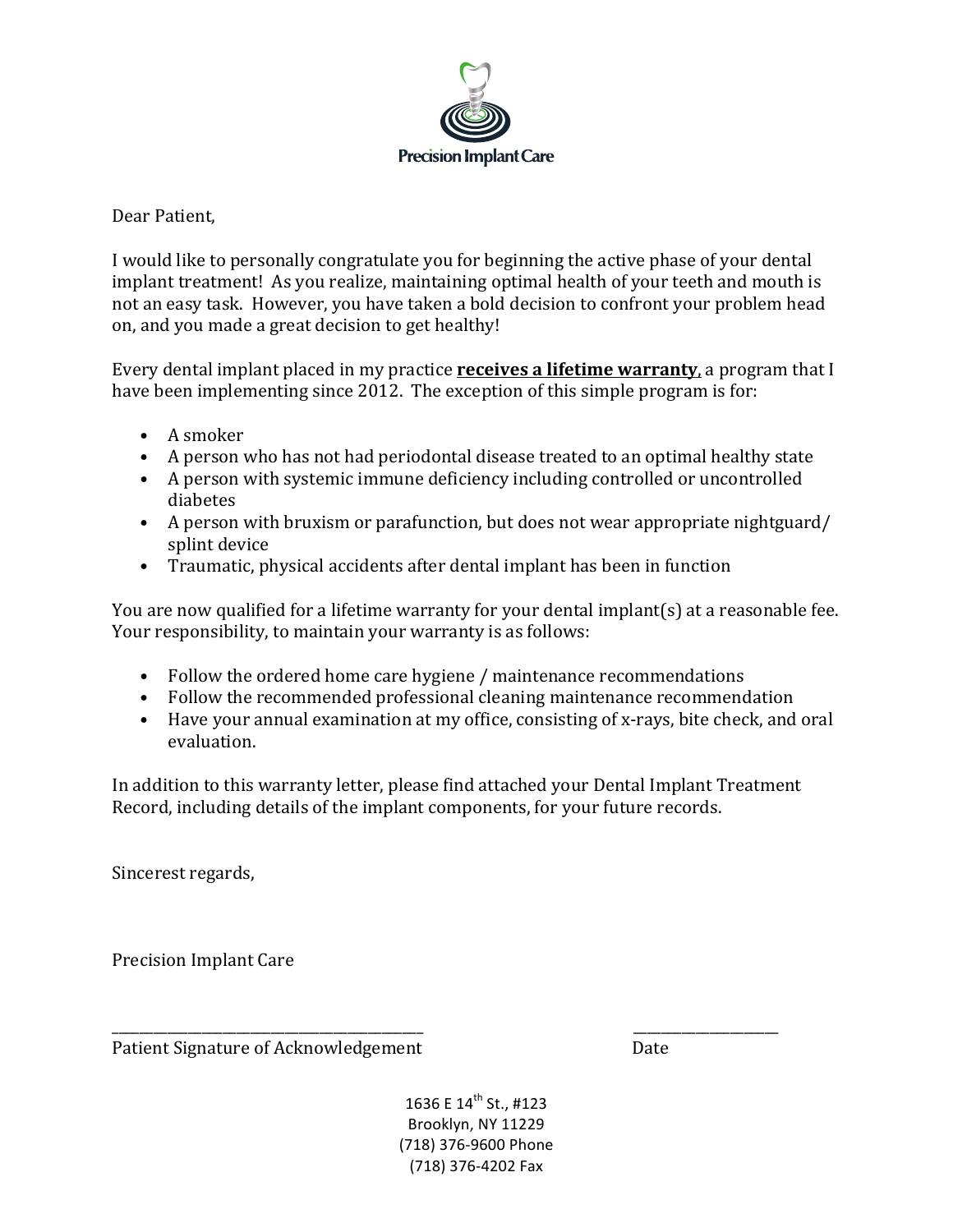Precision Implant Care

Dear Patient,

I would like to personally congratulate you for beginning the active phase of your dental implant treatment! As you realize, maintaining optimal health of your teeth and mouth is not an easy task. However, you have taken a bold decision to confront your problem head on, and you made a great decision to get healthy!

Every dental implant placed in my practice **receives a lifetime warranty**, a program that I have been implementing since 2012. The exception of this simple program is for:

- A smoker
- A person who has not had periodontal disease treated to an optimal healthy state
- A person with systemic immune deficiency including controlled or uncontrolled diabetes
- A person with bruxism or parafunction, but does not wear appropriate nightguard/ splint device
- Traumatic, physical accidents after dental implant has been in function

You are now qualified for a lifetime warranty for your dental implant(s) at a reasonable fee. Your responsibility, to maintain your warranty is as follows:

- Follow the ordered home care hygiene / maintenance recommendations
- Follow the recommended professional cleaning maintenance recommendation
- Have your annual examination at my office, consisting of x-rays, bite check, and oral evaluation.

In addition to this warranty letter, please find attached your Dental Implant Treatment Record, including details of the implant components, for your future records.

Sincerest regards,

Precision Implant Care

\_\_\_\_\_\_\_\_\_\_\_\_\_\_\_\_\_\_\_\_\_\_\_\_\_\_\_\_\_\_\_\_\_\_\_\_\_\_\_\_ \_\_\_\_\_\_\_\_\_\_\_\_\_\_\_\_\_\_\_\_

Patient Signature of Acknowledgement Date

1636 E 14th St., #123
Brooklyn, NY 11229
(718) 376-9600 Phone
(718) 376-4202 Fax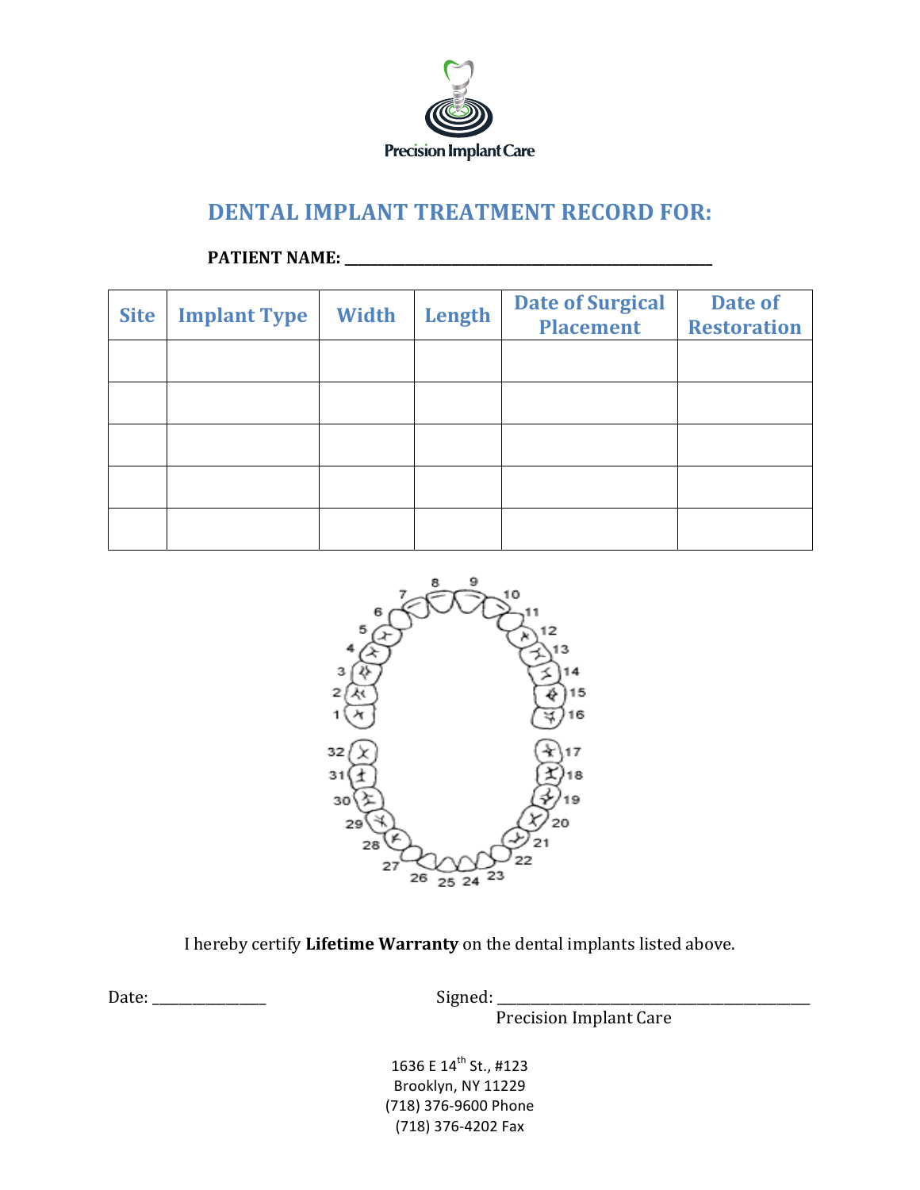Precision Implant Care

# DENTAL IMPLANT TREATMENT RECORD FOR:

**PATIENT NAME: \_\_\_\_\_\_\_\_\_\_\_\_\_\_\_\_\_\_\_\_\_\_\_\_\_\_\_\_\_\_\_\_\_\_\_\_\_\_\_\_\_\_\_\_\_\_\_\_**

| Site | Implant Type | Width | Length | Date of Surgical Placement | Date of Restoration |
|---|---|---|---|---|---|
| | | | | | |
| | | | | | |
| | | | | | |
| | | | | | |
| | | | | | |

8 9
7 10
6 11
5 12
4 13
3 14
2 15
1 16
32 17
31 18
30 19
29 20
28 21
27 22
26 25 24 23

I hereby certify **Lifetime Warranty** on the dental implants listed above.

Date: \_\_\_\_\_\_\_\_\_\_\_\_\_\_\_

Signed: \_\_\_\_\_\_\_\_\_\_\_\_\_\_\_\_\_\_\_\_\_\_\_\_\_\_\_\_\_\_\_\_\_\_\_\_\_\_\_\_
Precision Implant Care

1636 E 14th St., #123
Brooklyn, NY 11229
(718) 376-9600 Phone
(718) 376-4202 Fax